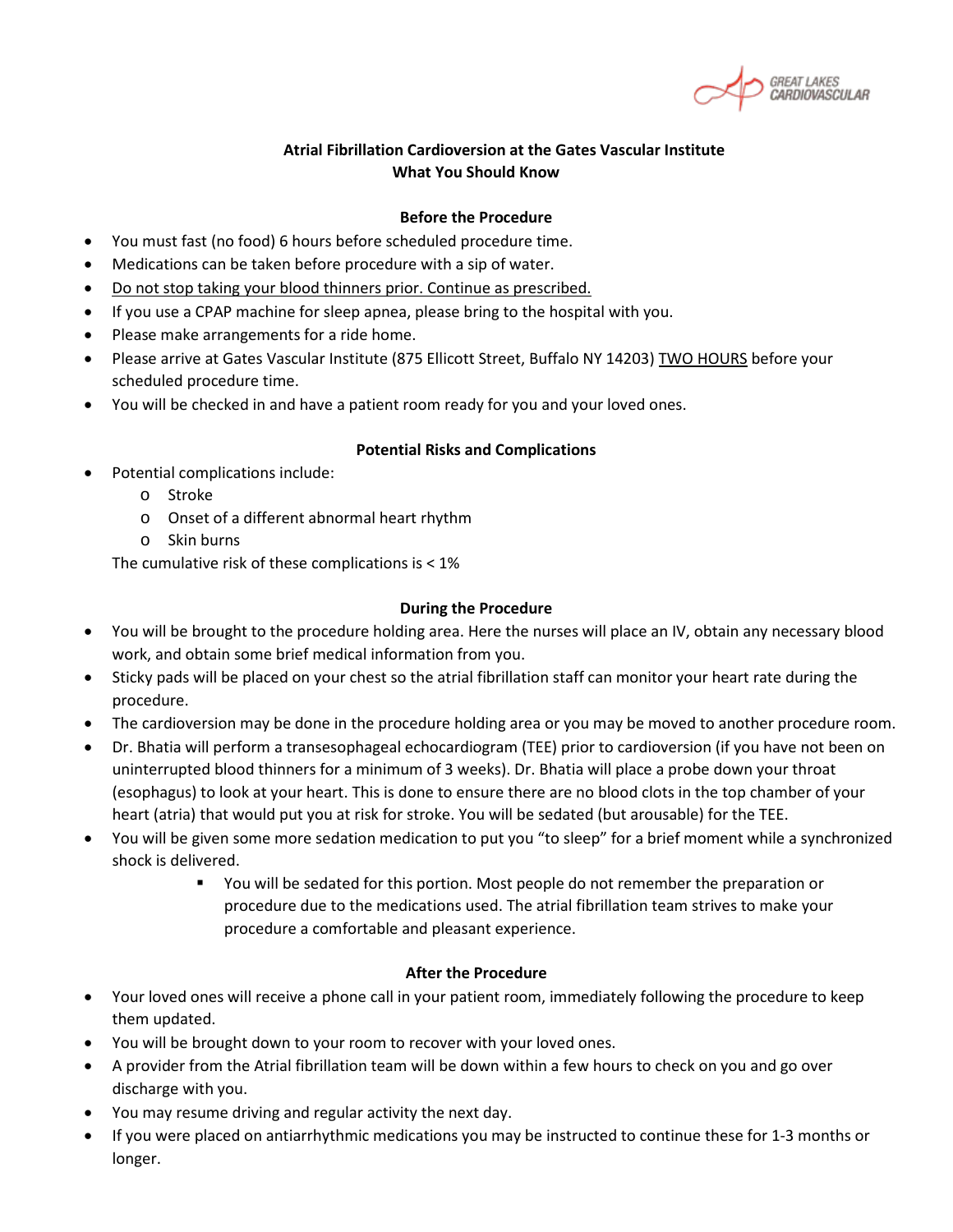GREAT LAKES CARDIOVASCULAR

# Atrial Fibrillation Cardioversion at the Gates Vascular Institute
## What You Should Know

### Before the Procedure

- You must fast (no food) 6 hours before scheduled procedure time.
- Medications can be taken before procedure with a sip of water.
- <u>Do not stop taking your blood thinners prior. Continue as prescribed.</u>
- If you use a CPAP machine for sleep apnea, please bring to the hospital with you.
- Please make arrangements for a ride home.
- Please arrive at Gates Vascular Institute (875 Ellicott Street, Buffalo NY 14203) <u>TWO HOURS</u> before your scheduled procedure time.
- You will be checked in and have a patient room ready for you and your loved ones.

### Potential Risks and Complications

- Potential complications include:
  - Stroke
  - Onset of a different abnormal heart rhythm
  - Skin burns

  The cumulative risk of these complications is < 1%

### During the Procedure

- You will be brought to the procedure holding area. Here the nurses will place an IV, obtain any necessary blood work, and obtain some brief medical information from you.
- Sticky pads will be placed on your chest so the atrial fibrillation staff can monitor your heart rate during the procedure.
- The cardioversion may be done in the procedure holding area or you may be moved to another procedure room.
- Dr. Bhatia will perform a transesophageal echocardiogram (TEE) prior to cardioversion (if you have not been on uninterrupted blood thinners for a minimum of 3 weeks). Dr. Bhatia will place a probe down your throat (esophagus) to look at your heart. This is done to ensure there are no blood clots in the top chamber of your heart (atria) that would put you at risk for stroke. You will be sedated (but arousable) for the TEE.
- You will be given some more sedation medication to put you "to sleep" for a brief moment while a synchronized shock is delivered.
  - You will be sedated for this portion. Most people do not remember the preparation or procedure due to the medications used. The atrial fibrillation team strives to make your procedure a comfortable and pleasant experience.

### After the Procedure

- Your loved ones will receive a phone call in your patient room, immediately following the procedure to keep them updated.
- You will be brought down to your room to recover with your loved ones.
- A provider from the Atrial fibrillation team will be down within a few hours to check on you and go over discharge with you.
- You may resume driving and regular activity the next day.
- If you were placed on antiarrhythmic medications you may be instructed to continue these for 1-3 months or longer.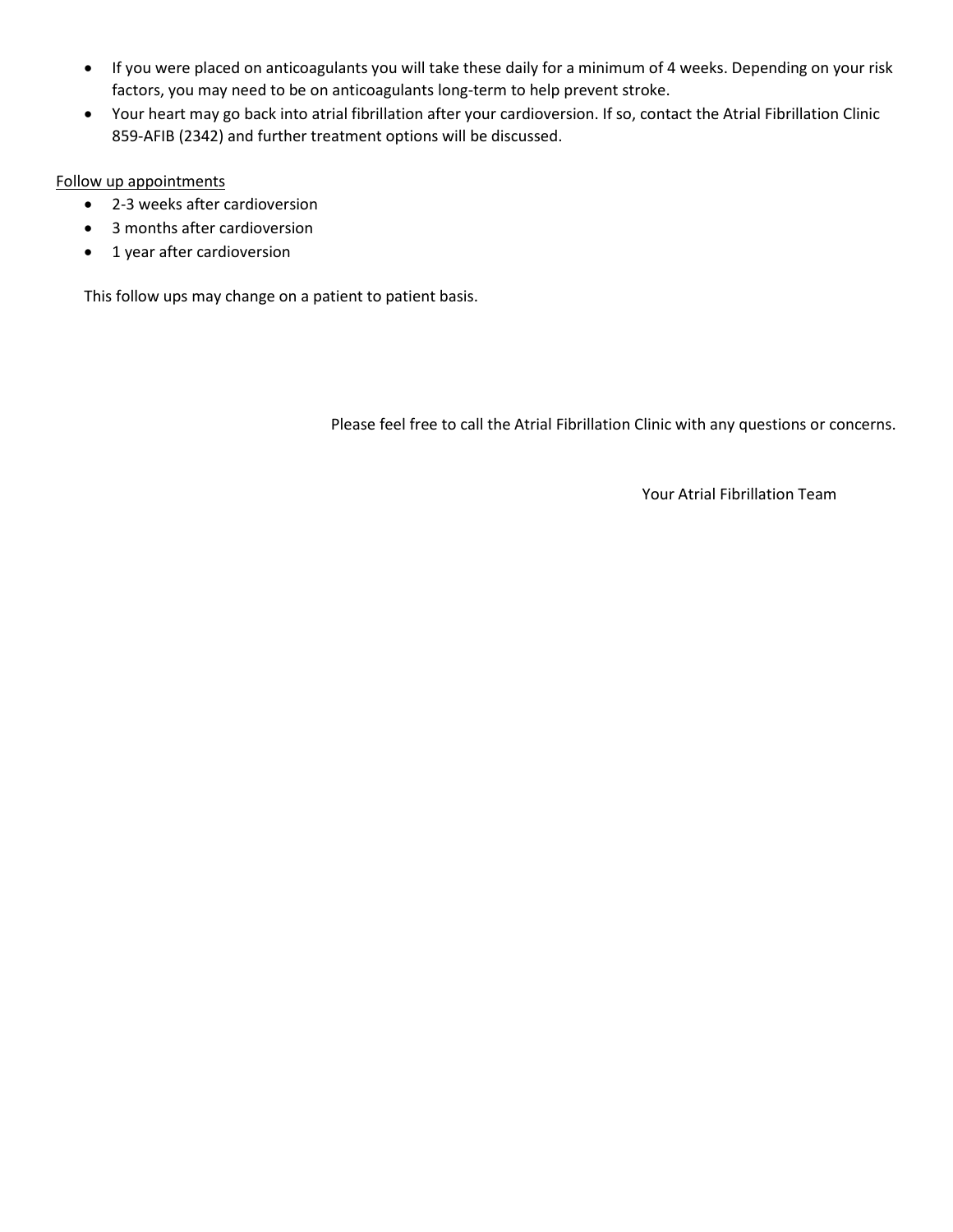- If you were placed on anticoagulants you will take these daily for a minimum of 4 weeks. Depending on your risk factors, you may need to be on anticoagulants long-term to help prevent stroke.
- Your heart may go back into atrial fibrillation after your cardioversion. If so, contact the Atrial Fibrillation Clinic 859-AFIB (2342) and further treatment options will be discussed.

Follow up appointments

- 2-3 weeks after cardioversion
- 3 months after cardioversion
- 1 year after cardioversion

This follow ups may change on a patient to patient basis.

Please feel free to call the Atrial Fibrillation Clinic with any questions or concerns.

Your Atrial Fibrillation Team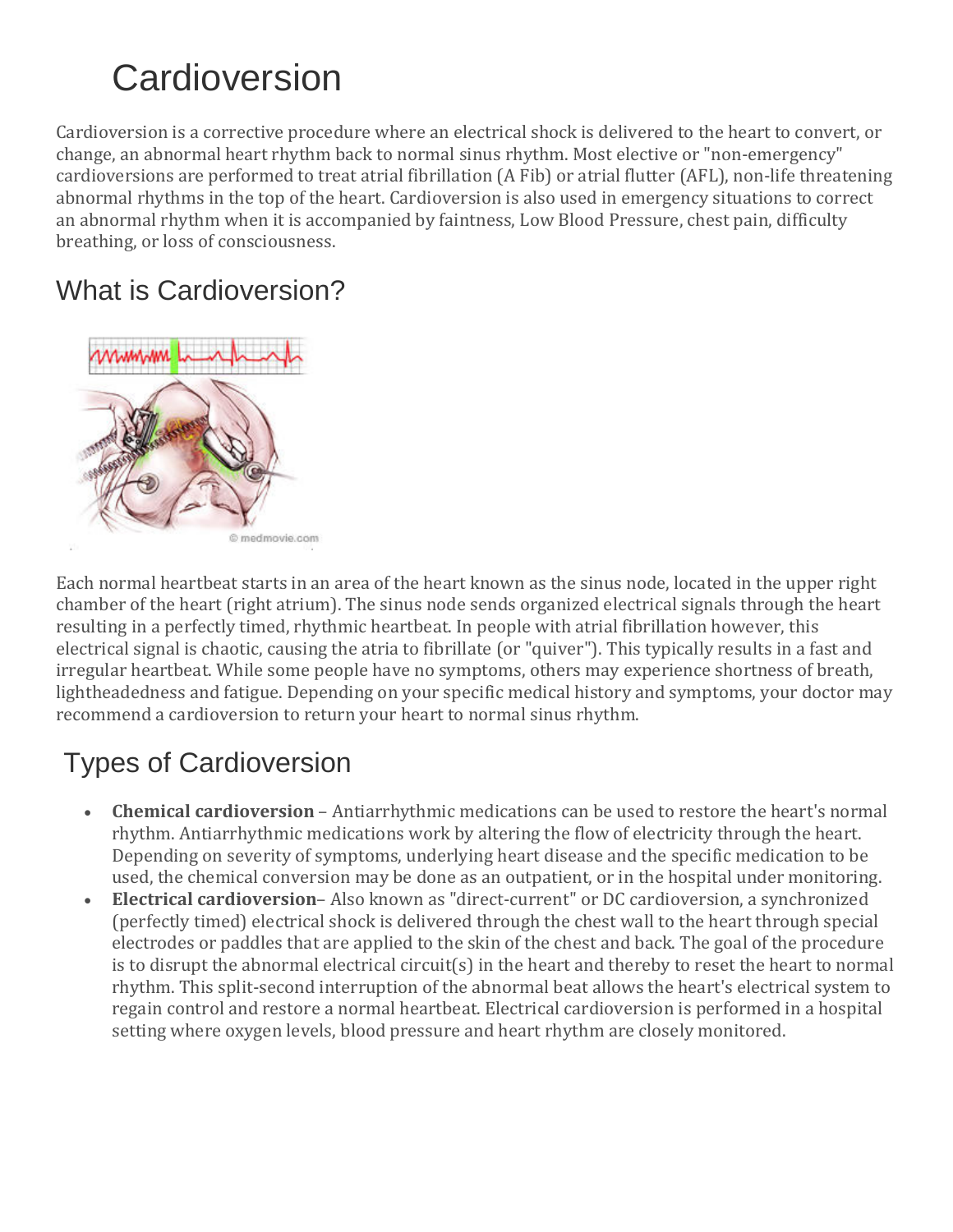# Cardioversion

Cardioversion is a corrective procedure where an electrical shock is delivered to the heart to convert, or change, an abnormal heart rhythm back to normal sinus rhythm. Most elective or "non-emergency" cardioversions are performed to treat atrial fibrillation (A Fib) or atrial flutter (AFL), non-life threatening abnormal rhythms in the top of the heart. Cardioversion is also used in emergency situations to correct an abnormal rhythm when it is accompanied by faintness, Low Blood Pressure, chest pain, difficulty breathing, or loss of consciousness.

## What is Cardioversion?

Each normal heartbeat starts in an area of the heart known as the sinus node, located in the upper right chamber of the heart (right atrium). The sinus node sends organized electrical signals through the heart resulting in a perfectly timed, rhythmic heartbeat. In people with atrial fibrillation however, this electrical signal is chaotic, causing the atria to fibrillate (or "quiver"). This typically results in a fast and irregular heartbeat. While some people have no symptoms, others may experience shortness of breath, lightheadedness and fatigue. Depending on your specific medical history and symptoms, your doctor may recommend a cardioversion to return your heart to normal sinus rhythm.

## Types of Cardioversion

- **Chemical cardioversion** – Antiarrhythmic medications can be used to restore the heart's normal rhythm. Antiarrhythmic medications work by altering the flow of electricity through the heart. Depending on severity of symptoms, underlying heart disease and the specific medication to be used, the chemical conversion may be done as an outpatient, or in the hospital under monitoring.
- **Electrical cardioversion**– Also known as "direct-current" or DC cardioversion, a synchronized (perfectly timed) electrical shock is delivered through the chest wall to the heart through special electrodes or paddles that are applied to the skin of the chest and back. The goal of the procedure is to disrupt the abnormal electrical circuit(s) in the heart and thereby to reset the heart to normal rhythm. This split-second interruption of the abnormal beat allows the heart's electrical system to regain control and restore a normal heartbeat. Electrical cardioversion is performed in a hospital setting where oxygen levels, blood pressure and heart rhythm are closely monitored.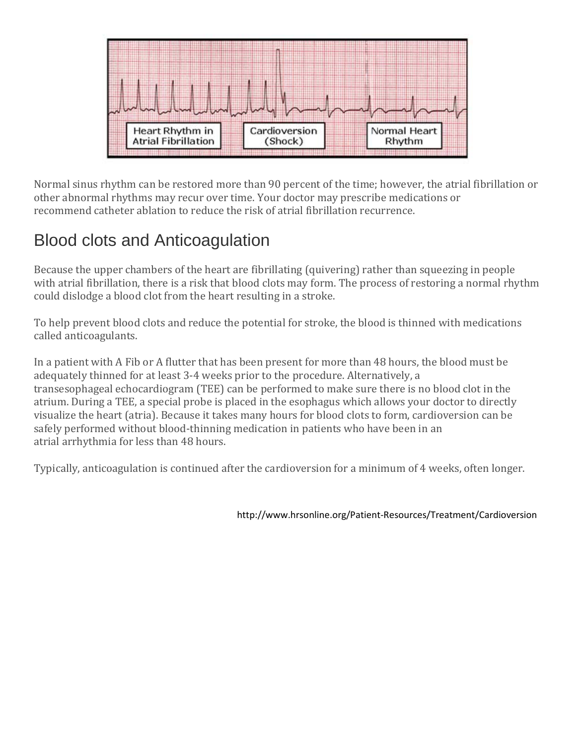Heart Rhythm in Atrial Fibrillation

Cardioversion (Shock)

Normal Heart Rhythm

Normal sinus rhythm can be restored more than 90 percent of the time; however, the atrial fibrillation or other abnormal rhythms may recur over time. Your doctor may prescribe medications or recommend catheter ablation to reduce the risk of atrial fibrillation recurrence.

## Blood clots and Anticoagulation

Because the upper chambers of the heart are fibrillating (quivering) rather than squeezing in people with atrial fibrillation, there is a risk that blood clots may form. The process of restoring a normal rhythm could dislodge a blood clot from the heart resulting in a stroke.

To help prevent blood clots and reduce the potential for stroke, the blood is thinned with medications called anticoagulants.

In a patient with A Fib or A flutter that has been present for more than 48 hours, the blood must be adequately thinned for at least 3-4 weeks prior to the procedure. Alternatively, a transesophageal echocardiogram (TEE) can be performed to make sure there is no blood clot in the atrium. During a TEE, a special probe is placed in the esophagus which allows your doctor to directly visualize the heart (atria). Because it takes many hours for blood clots to form, cardioversion can be safely performed without blood-thinning medication in patients who have been in an atrial arrhythmia for less than 48 hours.

Typically, anticoagulation is continued after the cardioversion for a minimum of 4 weeks, often longer.

http://www.hrsonline.org/Patient-Resources/Treatment/Cardioversion